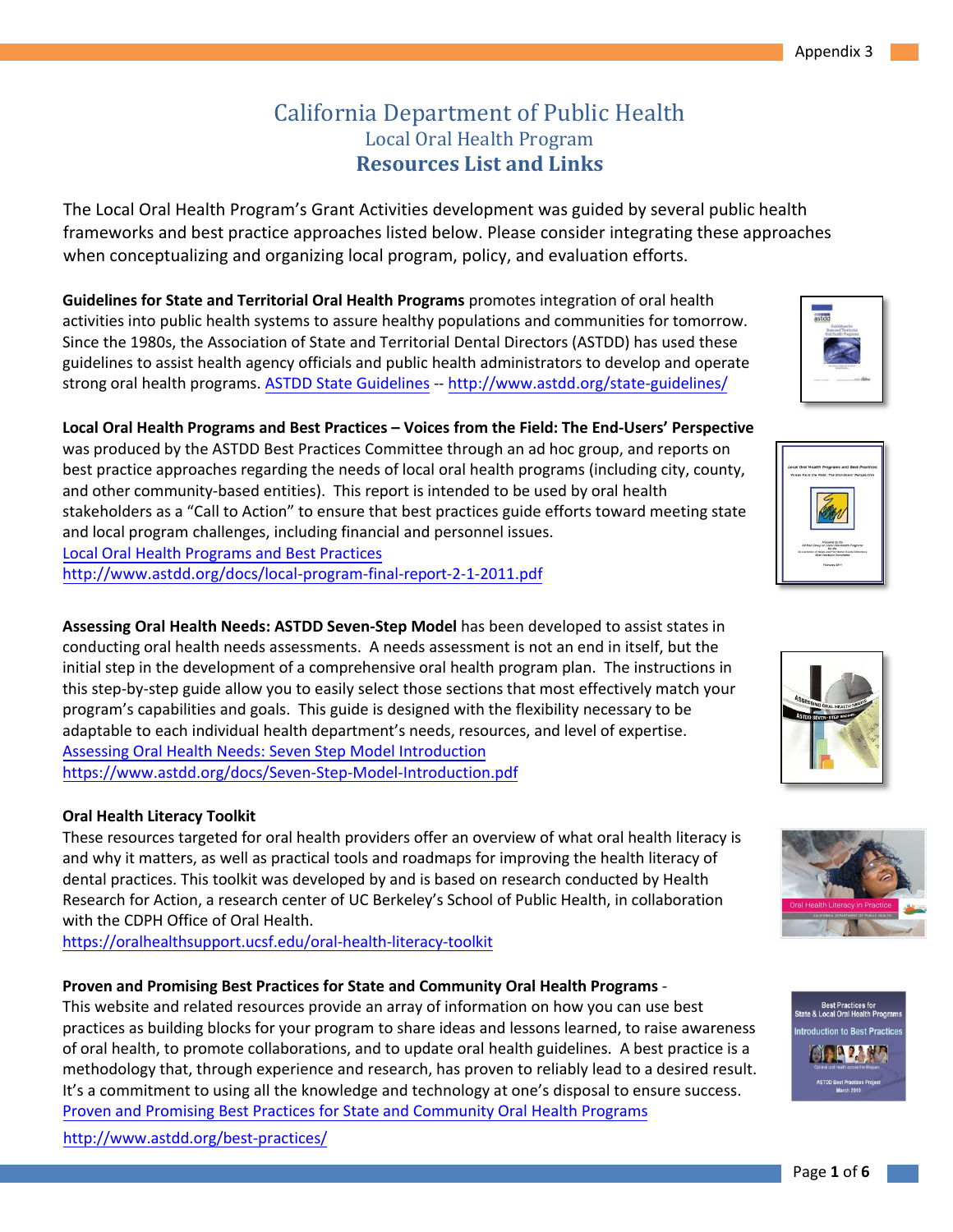# California Department of Public Health

## Local Oral Health Program

## Resources List and Links

The Local Oral Health Program's Grant Activities development was guided by several public health frameworks and best practice approaches listed below. Please consider integrating these approaches when conceptualizing and organizing local program, policy, and evaluation efforts.

**Guidelines for State and Territorial Oral Health Programs** promotes integration of oral health activities into public health systems to assure healthy populations and communities for tomorrow. Since the 1980s, the Association of State and Territorial Dental Directors (ASTDD) has used these guidelines to assist health agency officials and public health administrators to develop and operate strong oral health programs. ASTDD State Guidelines -- http://www.astdd.org/state-guidelines/

**Local Oral Health Programs and Best Practices – Voices from the Field: The End-Users' Perspective** was produced by the ASTDD Best Practices Committee through an ad hoc group, and reports on best practice approaches regarding the needs of local oral health programs (including city, county, and other community-based entities). This report is intended to be used by oral health stakeholders as a "Call to Action" to ensure that best practices guide efforts toward meeting state and local program challenges, including financial and personnel issues.
Local Oral Health Programs and Best Practices
http://www.astdd.org/docs/local-program-final-report-2-1-2011.pdf

**Assessing Oral Health Needs: ASTDD Seven-Step Model** has been developed to assist states in conducting oral health needs assessments. A needs assessment is not an end in itself, but the initial step in the development of a comprehensive oral health program plan. The instructions in this step-by-step guide allow you to easily select those sections that most effectively match your program's capabilities and goals. This guide is designed with the flexibility necessary to be adaptable to each individual health department's needs, resources, and level of expertise.
Assessing Oral Health Needs: Seven Step Model Introduction
https://www.astdd.org/docs/Seven-Step-Model-Introduction.pdf

**Oral Health Literacy Toolkit**
These resources targeted for oral health providers offer an overview of what oral health literacy is and why it matters, as well as practical tools and roadmaps for improving the health literacy of dental practices. This toolkit was developed by and is based on research conducted by Health Research for Action, a research center of UC Berkeley's School of Public Health, in collaboration with the CDPH Office of Oral Health.
https://oralhealthsupport.ucsf.edu/oral-health-literacy-toolkit

**Proven and Promising Best Practices for State and Community Oral Health Programs** -
This website and related resources provide an array of information on how you can use best practices as building blocks for your program to share ideas and lessons learned, to raise awareness of oral health, to promote collaborations, and to update oral health guidelines. A best practice is a methodology that, through experience and research, has proven to reliably lead to a desired result. It's a commitment to using all the knowledge and technology at one's disposal to ensure success.
Proven and Promising Best Practices for State and Community Oral Health Programs
http://www.astdd.org/best-practices/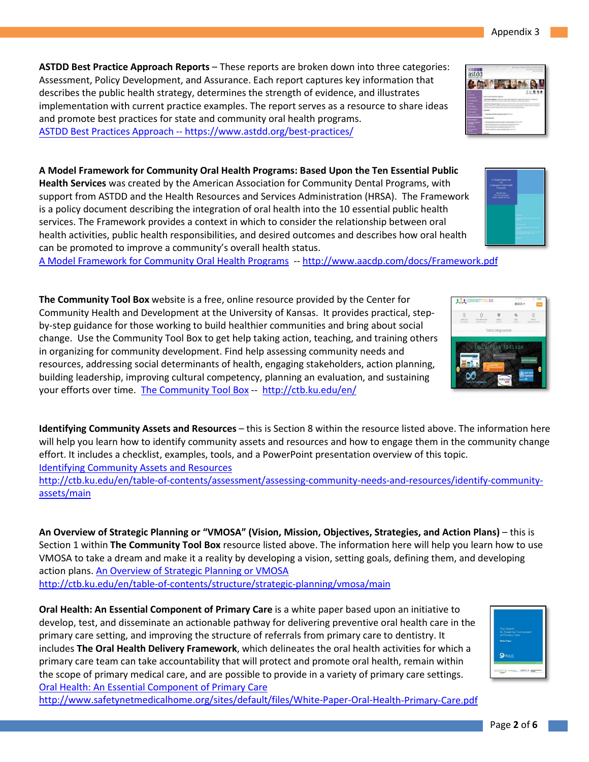**ASTDD Best Practice Approach Reports** – These reports are broken down into three categories: Assessment, Policy Development, and Assurance. Each report captures key information that describes the public health strategy, determines the strength of evidence, and illustrates implementation with current practice examples. The report serves as a resource to share ideas and promote best practices for state and community oral health programs. [ASTDD Best Practices Approach -- https://www.astdd.org/best-practices/](https://www.astdd.org/best-practices/)

**A Model Framework for Community Oral Health Programs: Based Upon the Ten Essential Public Health Services** was created by the American Association for Community Dental Programs, with support from ASTDD and the Health Resources and Services Administration (HRSA). The Framework is a policy document describing the integration of oral health into the 10 essential public health services. The Framework provides a context in which to consider the relationship between oral health activities, public health responsibilities, and desired outcomes and describes how oral health can be promoted to improve a community's overall health status. [A Model Framework for Community Oral Health Programs](http://www.aacdp.com/docs/Framework.pdf) -- http://www.aacdp.com/docs/Framework.pdf

**The Community Tool Box** website is a free, online resource provided by the Center for Community Health and Development at the University of Kansas. It provides practical, step-by-step guidance for those working to build healthier communities and bring about social change. Use the Community Tool Box to get help taking action, teaching, and training others in organizing for community development. Find help assessing community needs and resources, addressing social determinants of health, engaging stakeholders, action planning, building leadership, improving cultural competency, planning an evaluation, and sustaining your efforts over time. [The Community Tool Box](http://ctb.ku.edu/en/) -- http://ctb.ku.edu/en/

**Identifying Community Assets and Resources** – this is Section 8 within the resource listed above. The information here will help you learn how to identify community assets and resources and how to engage them in the community change effort. It includes a checklist, examples, tools, and a PowerPoint presentation overview of this topic. [Identifying Community Assets and Resources](http://ctb.ku.edu/en/table-of-contents/assessment/assessing-community-needs-and-resources/identify-community-assets/main)
http://ctb.ku.edu/en/table-of-contents/assessment/assessing-community-needs-and-resources/identify-community-assets/main

**An Overview of Strategic Planning or "VMOSA" (Vision, Mission, Objectives, Strategies, and Action Plans)** – this is Section 1 within **The Community Tool Box** resource listed above. The information here will help you learn how to use VMOSA to take a dream and make it a reality by developing a vision, setting goals, defining them, and developing action plans. [An Overview of Strategic Planning or VMOSA](http://ctb.ku.edu/en/table-of-contents/structure/strategic-planning/vmosa/main)
http://ctb.ku.edu/en/table-of-contents/structure/strategic-planning/vmosa/main

**Oral Health: An Essential Component of Primary Care** is a white paper based upon an initiative to develop, test, and disseminate an actionable pathway for delivering preventive oral health care in the primary care setting, and improving the structure of referrals from primary care to dentistry. It includes **The Oral Health Delivery Framework**, which delineates the oral health activities for which a primary care team can take accountability that will protect and promote oral health, remain within the scope of primary medical care, and are possible to provide in a variety of primary care settings. [Oral Health: An Essential Component of Primary Care](http://www.safetynetmedicalhome.org/sites/default/files/White-Paper-Oral-Health-Primary-Care.pdf)
http://www.safetynetmedicalhome.org/sites/default/files/White-Paper-Oral-Health-Primary-Care.pdf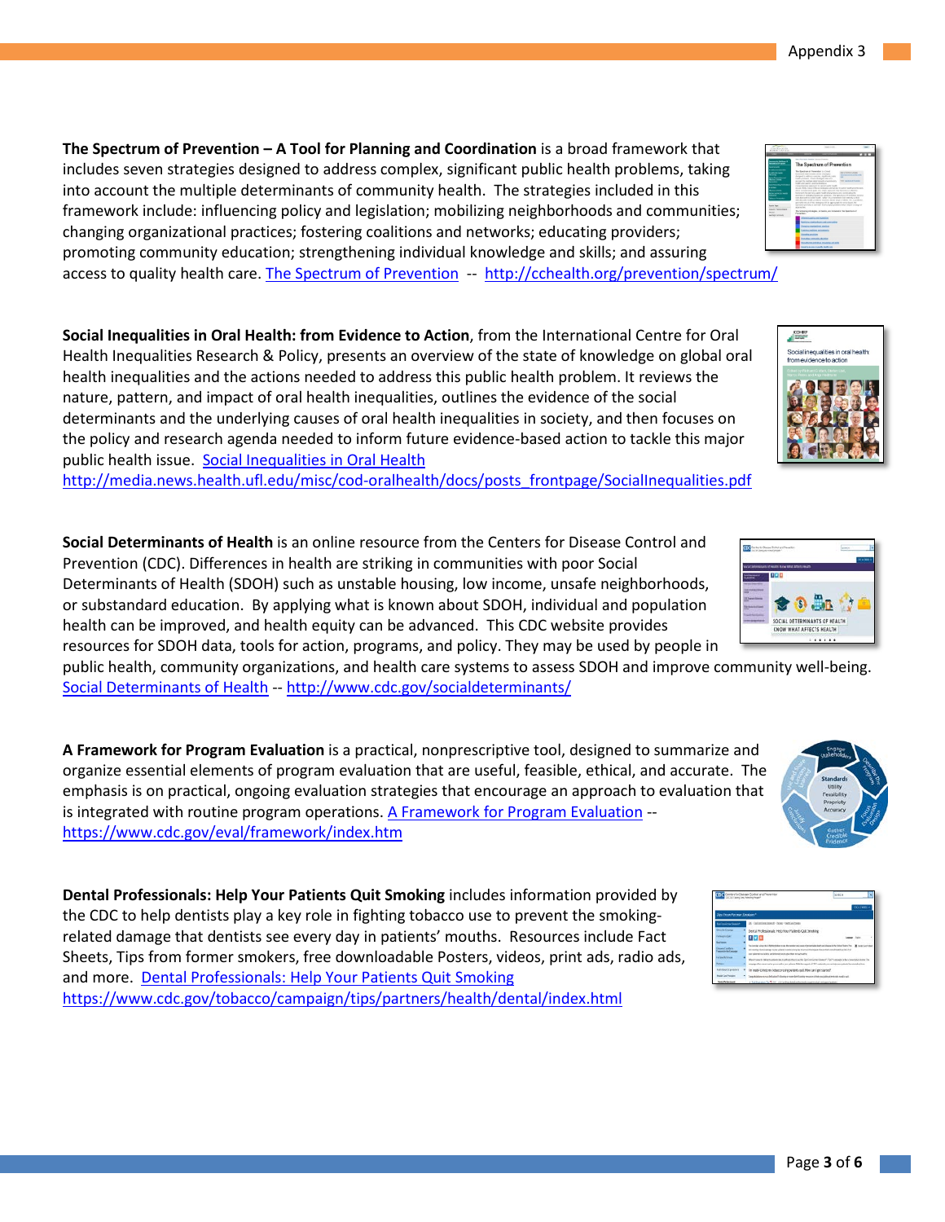**The Spectrum of Prevention – A Tool for Planning and Coordination** is a broad framework that includes seven strategies designed to address complex, significant public health problems, taking into account the multiple determinants of community health. The strategies included in this framework include: influencing policy and legislation; mobilizing neighborhoods and communities; changing organizational practices; fostering coalitions and networks; educating providers; promoting community education; strengthening individual knowledge and skills; and assuring access to quality health care. [The Spectrum of Prevention](http://cchealth.org/prevention/spectrum/) -- http://cchealth.org/prevention/spectrum/

**Social Inequalities in Oral Health: from Evidence to Action**, from the International Centre for Oral Health Inequalities Research & Policy, presents an overview of the state of knowledge on global oral health inequalities and the actions needed to address this public health problem. It reviews the nature, pattern, and impact of oral health inequalities, outlines the evidence of the social determinants and the underlying causes of oral health inequalities in society, and then focuses on the policy and research agenda needed to inform future evidence-based action to tackle this major public health issue. [Social Inequalities in Oral Health](http://media.news.health.ufl.edu/misc/cod-oralhealth/docs/posts_frontpage/SocialInequalities.pdf)
http://media.news.health.ufl.edu/misc/cod-oralhealth/docs/posts_frontpage/SocialInequalities.pdf

**Social Determinants of Health** is an online resource from the Centers for Disease Control and Prevention (CDC). Differences in health are striking in communities with poor Social Determinants of Health (SDOH) such as unstable housing, low income, unsafe neighborhoods, or substandard education. By applying what is known about SDOH, individual and population health can be improved, and health equity can be advanced. This CDC website provides resources for SDOH data, tools for action, programs, and policy. They may be used by people in public health, community organizations, and health care systems to assess SDOH and improve community well-being. [Social Determinants of Health](http://www.cdc.gov/socialdeterminants/) -- http://www.cdc.gov/socialdeterminants/

**A Framework for Program Evaluation** is a practical, nonprescriptive tool, designed to summarize and organize essential elements of program evaluation that are useful, feasible, ethical, and accurate. The emphasis is on practical, ongoing evaluation strategies that encourage an approach to evaluation that is integrated with routine program operations. [A Framework for Program Evaluation](https://www.cdc.gov/eval/framework/index.htm) -- https://www.cdc.gov/eval/framework/index.htm

**Dental Professionals: Help Your Patients Quit Smoking** includes information provided by the CDC to help dentists play a key role in fighting tobacco use to prevent the smoking-related damage that dentists see every day in patients' mouths. Resources include Fact Sheets, Tips from former smokers, free downloadable Posters, videos, print ads, radio ads, and more. [Dental Professionals: Help Your Patients Quit Smoking](https://www.cdc.gov/tobacco/campaign/tips/partners/health/dental/index.html)
https://www.cdc.gov/tobacco/campaign/tips/partners/health/dental/index.html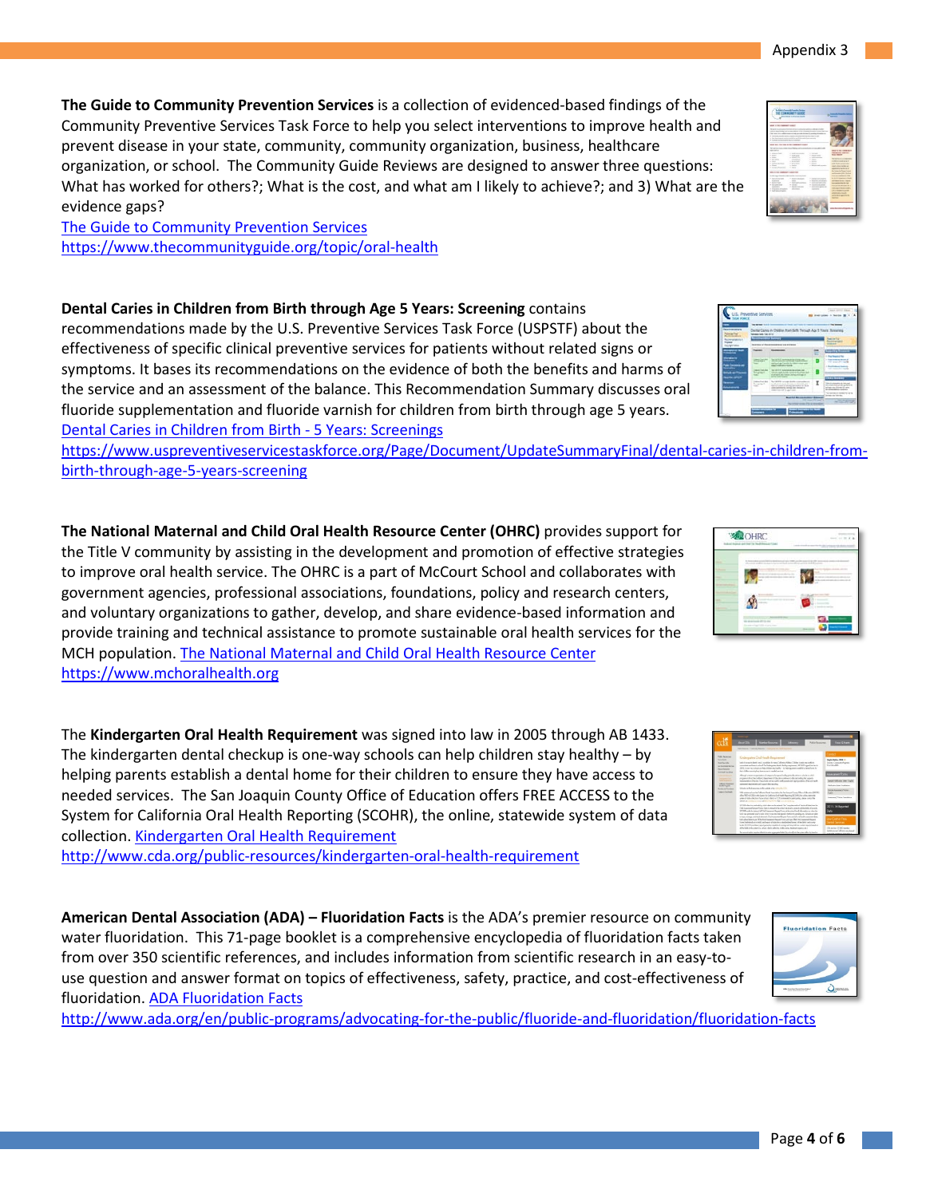**The Guide to Community Prevention Services** is a collection of evidenced-based findings of the Community Preventive Services Task Force to help you select interventions to improve health and prevent disease in your state, community, community organization, business, healthcare organization, or school. The Community Guide Reviews are designed to answer three questions: What has worked for others?; What is the cost, and what am I likely to achieve?; and 3) What are the evidence gaps?
[The Guide to Community Prevention Services](https://www.thecommunityguide.org/topic/oral-health)
https://www.thecommunityguide.org/topic/oral-health

**Dental Caries in Children from Birth through Age 5 Years: Screening** contains recommendations made by the U.S. Preventive Services Task Force (USPSTF) about the effectiveness of specific clinical preventive services for patients without related signs or symptoms. It bases its recommendations on the evidence of both the benefits and harms of the service and an assessment of the balance. This Recommendation Summary discusses oral fluoride supplementation and fluoride varnish for children from birth through age 5 years.
[Dental Caries in Children from Birth - 5 Years: Screenings](https://www.uspreventiveservicestaskforce.org/Page/Document/UpdateSummaryFinal/dental-caries-in-children-from-birth-through-age-5-years-screening)
https://www.uspreventiveservicestaskforce.org/Page/Document/UpdateSummaryFinal/dental-caries-in-children-from-birth-through-age-5-years-screening

**The National Maternal and Child Oral Health Resource Center (OHRC)** provides support for the Title V community by assisting in the development and promotion of effective strategies to improve oral health service. The OHRC is a part of McCourt School and collaborates with government agencies, professional associations, foundations, policy and research centers, and voluntary organizations to gather, develop, and share evidence-based information and provide training and technical assistance to promote sustainable oral health services for the MCH population. [The National Maternal and Child Oral Health Resource Center](https://www.mchoralhealth.org)
https://www.mchoralhealth.org

The **Kindergarten Oral Health Requirement** was signed into law in 2005 through AB 1433. The kindergarten dental checkup is one-way schools can help children stay healthy – by helping parents establish a dental home for their children to ensure they have access to needed services. The San Joaquin County Office of Education offers FREE ACCESS to the System for California Oral Health Reporting (SCOHR), the online, statewide system of data collection. [Kindergarten Oral Health Requirement](http://www.cda.org/public-resources/kindergarten-oral-health-requirement)
http://www.cda.org/public-resources/kindergarten-oral-health-requirement

**American Dental Association (ADA) – Fluoridation Facts** is the ADA's premier resource on community water fluoridation. This 71-page booklet is a comprehensive encyclopedia of fluoridation facts taken from over 350 scientific references, and includes information from scientific research in an easy-to-use question and answer format on topics of effectiveness, safety, practice, and cost-effectiveness of fluoridation. [ADA Fluoridation Facts](http://www.ada.org/en/public-programs/advocating-for-the-public/fluoride-and-fluoridation/fluoridation-facts)
http://www.ada.org/en/public-programs/advocating-for-the-public/fluoride-and-fluoridation/fluoridation-facts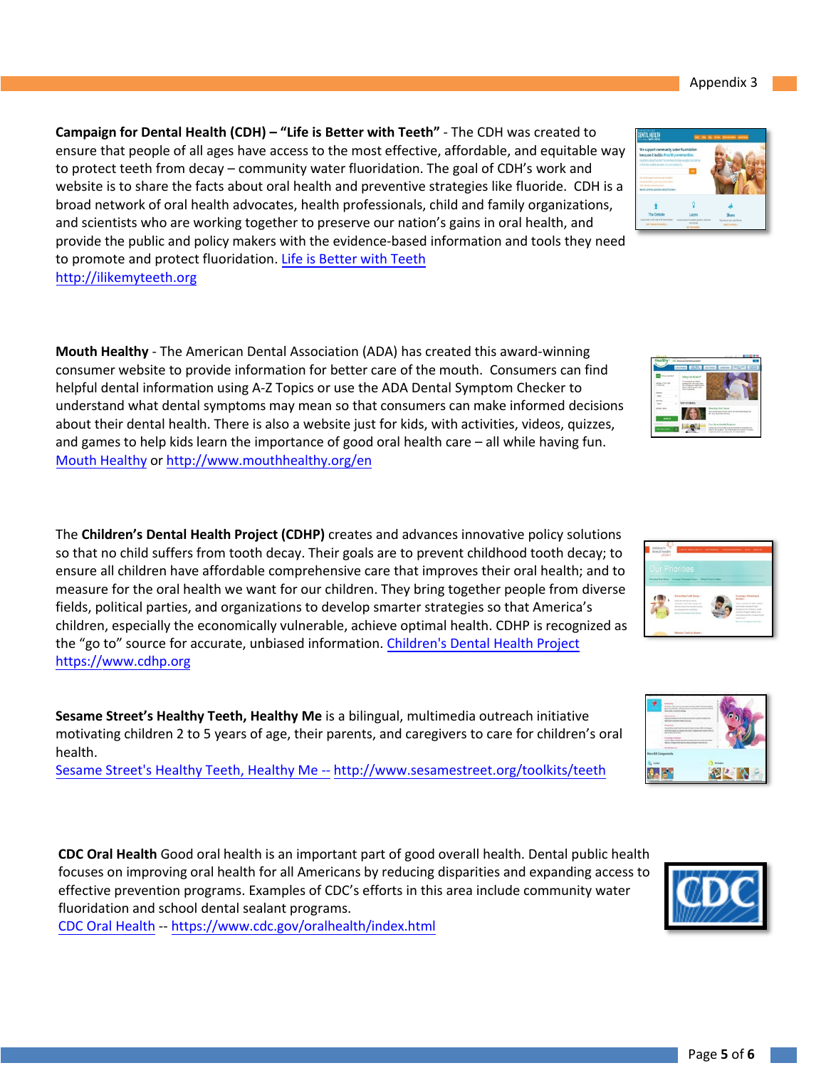**Campaign for Dental Health (CDH) – "Life is Better with Teeth"** - The CDH was created to ensure that people of all ages have access to the most effective, affordable, and equitable way to protect teeth from decay – community water fluoridation. The goal of CDH's work and website is to share the facts about oral health and preventive strategies like fluoride. CDH is a broad network of oral health advocates, health professionals, child and family organizations, and scientists who are working together to preserve our nation's gains in oral health, and provide the public and policy makers with the evidence-based information and tools they need to promote and protect fluoridation. Life is Better with Teeth http://ilikemyteeth.org

**Mouth Healthy** - The American Dental Association (ADA) has created this award-winning consumer website to provide information for better care of the mouth. Consumers can find helpful dental information using A-Z Topics or use the ADA Dental Symptom Checker to understand what dental symptoms may mean so that consumers can make informed decisions about their dental health. There is also a website just for kids, with activities, videos, quizzes, and games to help kids learn the importance of good oral health care – all while having fun. Mouth Healthy or http://www.mouthhealthy.org/en

The **Children's Dental Health Project (CDHP)** creates and advances innovative policy solutions so that no child suffers from tooth decay. Their goals are to prevent childhood tooth decay; to ensure all children have affordable comprehensive care that improves their oral health; and to measure for the oral health we want for our children. They bring together people from diverse fields, political parties, and organizations to develop smarter strategies so that America's children, especially the economically vulnerable, achieve optimal health. CDHP is recognized as the "go to" source for accurate, unbiased information. Children's Dental Health Project https://www.cdhp.org

**Sesame Street's Healthy Teeth, Healthy Me** is a bilingual, multimedia outreach initiative motivating children 2 to 5 years of age, their parents, and caregivers to care for children's oral health.
Sesame Street's Healthy Teeth, Healthy Me -- http://www.sesamestreet.org/toolkits/teeth

**CDC Oral Health** Good oral health is an important part of good overall health. Dental public health focuses on improving oral health for all Americans by reducing disparities and expanding access to effective prevention programs. Examples of CDC's efforts in this area include community water fluoridation and school dental sealant programs.
CDC Oral Health -- https://www.cdc.gov/oralhealth/index.html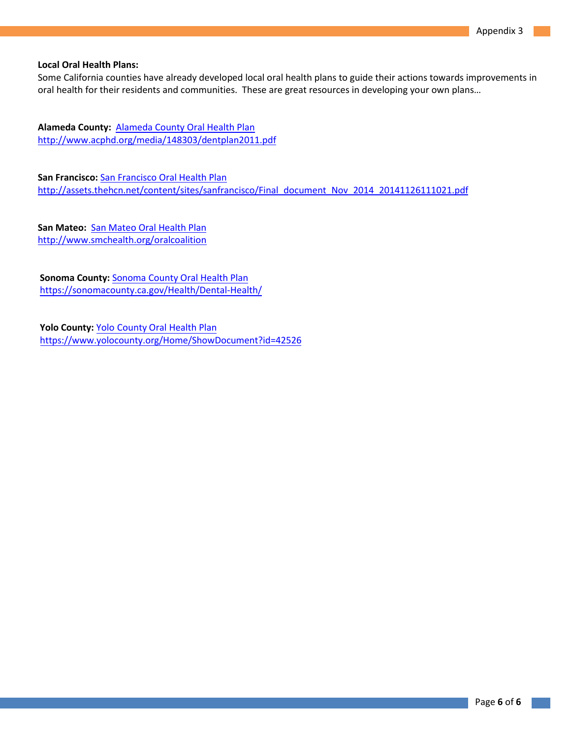**Local Oral Health Plans:**

Some California counties have already developed local oral health plans to guide their actions towards improvements in oral health for their residents and communities. These are great resources in developing your own plans…

**Alameda County:** Alameda County Oral Health Plan
http://www.acphd.org/media/148303/dentplan2011.pdf

**San Francisco:** San Francisco Oral Health Plan
http://assets.thehcn.net/content/sites/sanfrancisco/Final_document_Nov_2014_20141126111021.pdf

**San Mateo:** San Mateo Oral Health Plan
http://www.smchealth.org/oralcoalition

**Sonoma County:** Sonoma County Oral Health Plan
https://sonomacounty.ca.gov/Health/Dental-Health/

**Yolo County:** Yolo County Oral Health Plan
https://www.yolocounty.org/Home/ShowDocument?id=42526